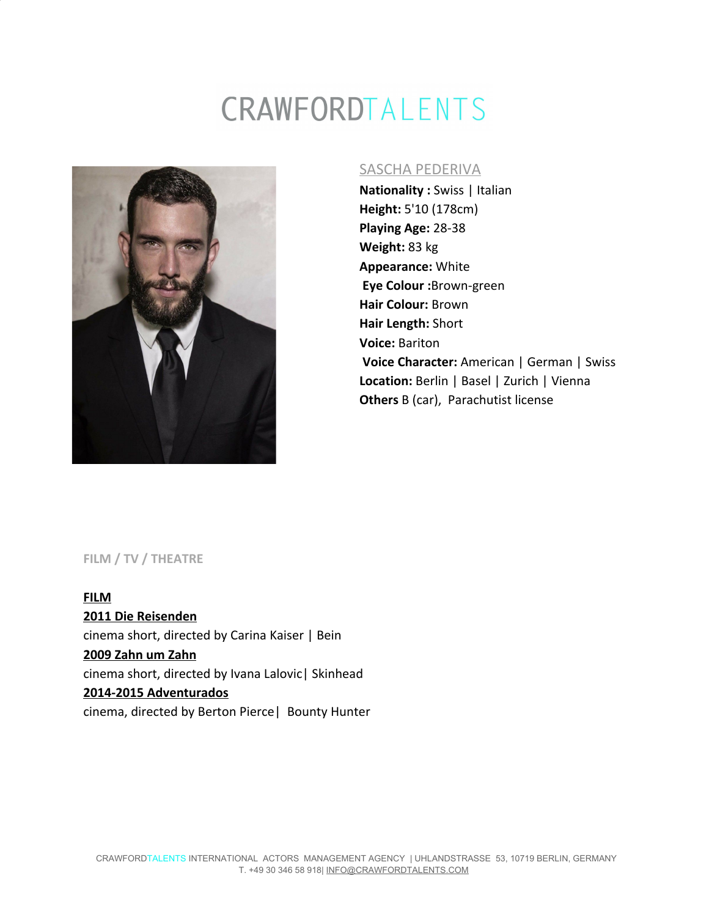# CRAWFORDTALENTS

## SASCHA PEDERIVA

**Nationality :** Swiss | Italian
**Height:** 5'10 (178cm)
**Playing Age:** 28-38
**Weight:** 83 kg
**Appearance:** White
**Eye Colour :**Brown-green
**Hair Colour:** Brown
**Hair Length:** Short
**Voice:** Bariton
**Voice Character:** American | German | Swiss
**Location:** Berlin | Basel | Zurich | Vienna
**Others** B (car), Parachutist license

### FILM / TV / THEATRE

**FILM**

**2011 Die Reisenden**
cinema short, directed by Carina Kaiser | Bein

**2009 Zahn um Zahn**
cinema short, directed by Ivana Lalovic| Skinhead

**2014-2015 Adventurados**
cinema, directed by Berton Pierce| Bounty Hunter

CRAWFORDTALENTS INTERNATIONAL ACTORS MANAGEMENT AGENCY | UHLANDSTRASSE 53, 10719 BERLIN, GERMANY
T. +49 30 346 58 918| INFO@CRAWFORDTALENTS.COM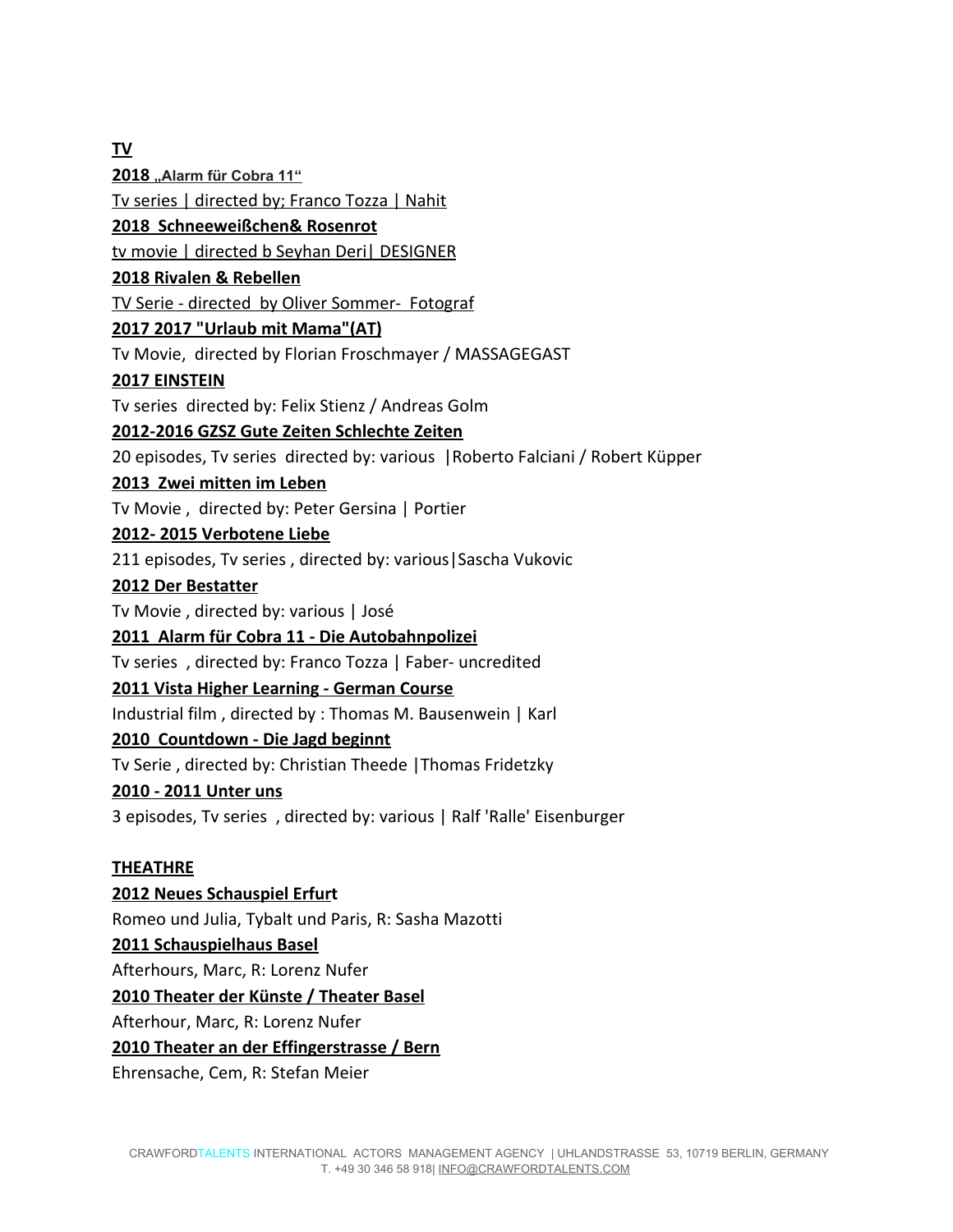**TV**

**2018 „Alarm für Cobra 11"**

Tv series | directed by; Franco Tozza | Nahit

**2018 Schneeweißchen& Rosenrot**

tv movie | directed b Seyhan Deri| DESIGNER

**2018 Rivalen & Rebellen**

TV Serie - directed by Oliver Sommer- Fotograf

**2017 2017 "Urlaub mit Mama"(AT)**

Tv Movie, directed by Florian Froschmayer / MASSAGEGAST

**2017 EINSTEIN**

Tv series directed by: Felix Stienz / Andreas Golm

**2012-2016 GZSZ Gute Zeiten Schlechte Zeiten**

20 episodes, Tv series directed by: various |Roberto Falciani / Robert Küpper

**2013 Zwei mitten im Leben**

Tv Movie , directed by: Peter Gersina | Portier

**2012- 2015 Verbotene Liebe**

211 episodes, Tv series , directed by: various|Sascha Vukovic

**2012 Der Bestatter**

Tv Movie , directed by: various | José

**2011 Alarm für Cobra 11 - Die Autobahnpolizei**

Tv series , directed by: Franco Tozza | Faber- uncredited

**2011 Vista Higher Learning - German Course**

Industrial film , directed by : Thomas M. Bausenwein | Karl

**2010 Countdown - Die Jagd beginnt**

Tv Serie , directed by: Christian Theede |Thomas Fridetzky

**2010 - 2011 Unter uns**

3 episodes, Tv series , directed by: various | Ralf 'Ralle' Eisenburger

**THEATHRE**

**2012 Neues Schauspiel Erfurt**

Romeo und Julia, Tybalt und Paris, R: Sasha Mazotti

**2011 Schauspielhaus Basel**

Afterhours, Marc, R: Lorenz Nufer

**2010 Theater der Künste / Theater Basel**

Afterhour, Marc, R: Lorenz Nufer

**2010 Theater an der Effingerstrasse / Bern**

Ehrensache, Cem, R: Stefan Meier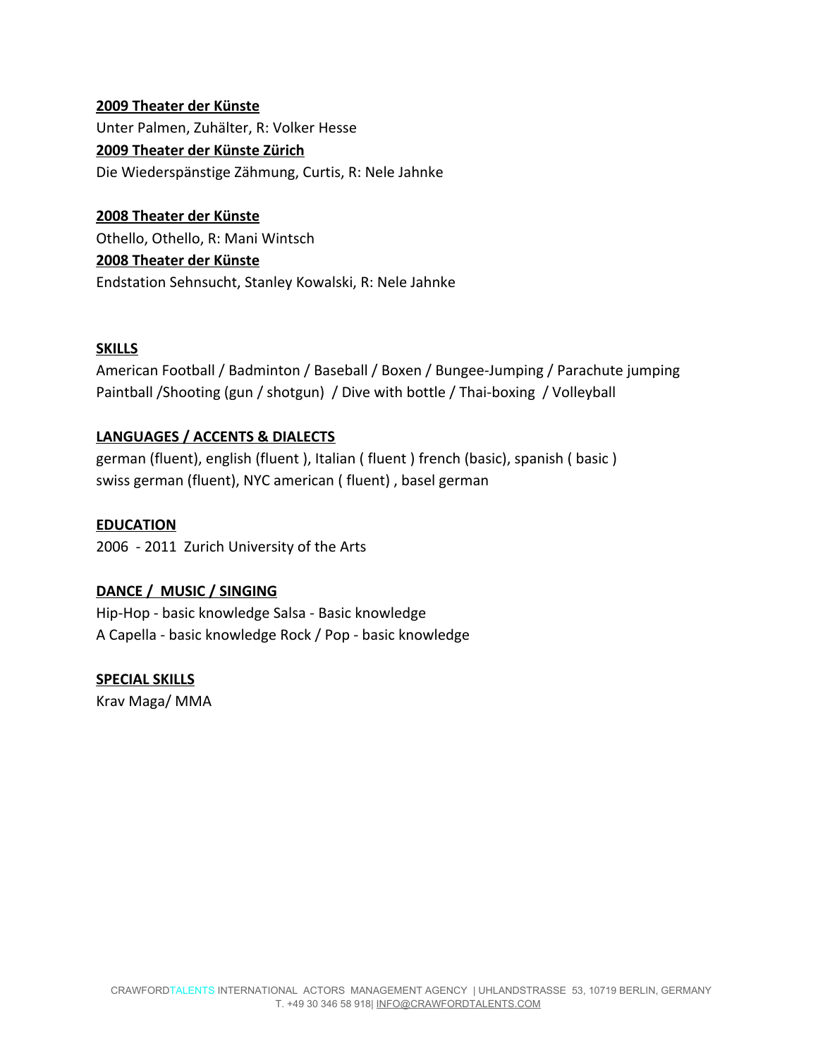**2009 Theater der Künste**
Unter Palmen, Zuhälter, R: Volker Hesse
**2009 Theater der Künste Zürich**
Die Wiederspänstige Zähmung, Curtis, R: Nele Jahnke

**2008 Theater der Künste**
Othello, Othello, R: Mani Wintsch
**2008 Theater der Künste**
Endstation Sehnsucht, Stanley Kowalski, R: Nele Jahnke

## SKILLS

American Football / Badminton / Baseball / Boxen / Bungee-Jumping / Parachute jumping
Paintball /Shooting (gun / shotgun) / Dive with bottle / Thai-boxing / Volleyball

## LANGUAGES / ACCENTS & DIALECTS

german (fluent), english (fluent ), Italian ( fluent ) french (basic), spanish ( basic )
swiss german (fluent), NYC american ( fluent) , basel german

## EDUCATION

2006 - 2011 Zurich University of the Arts

## DANCE / MUSIC / SINGING

Hip-Hop - basic knowledge Salsa - Basic knowledge
A Capella - basic knowledge Rock / Pop - basic knowledge

## SPECIAL SKILLS

Krav Maga/ MMA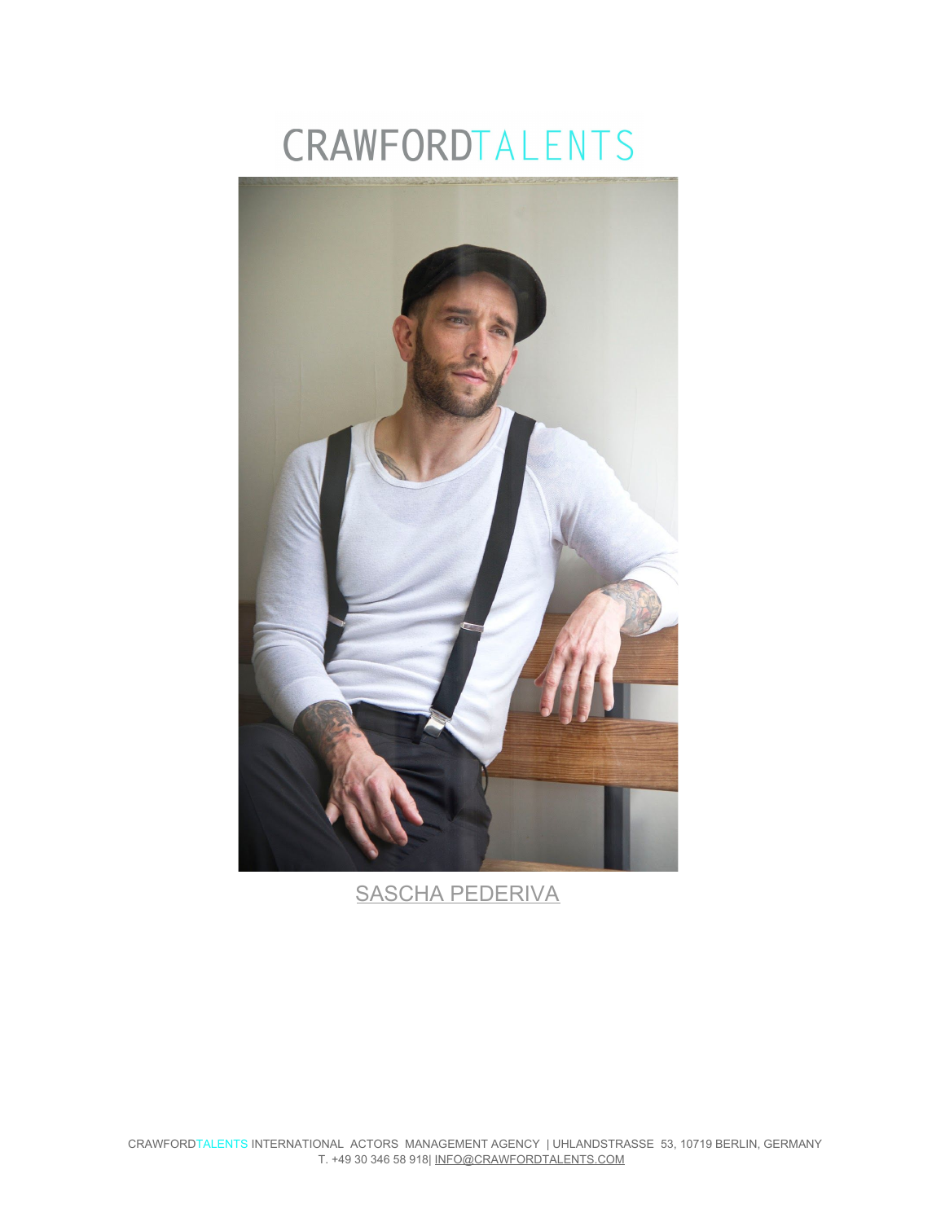# CRAWFORDTALENTS

SASCHA PEDERIVA

CRAWFORDTALENTS INTERNATIONAL ACTORS MANAGEMENT AGENCY | UHLANDSTRASSE 53, 10719 BERLIN, GERMANY
T. +49 30 346 58 918| INFO@CRAWFORDTALENTS.COM